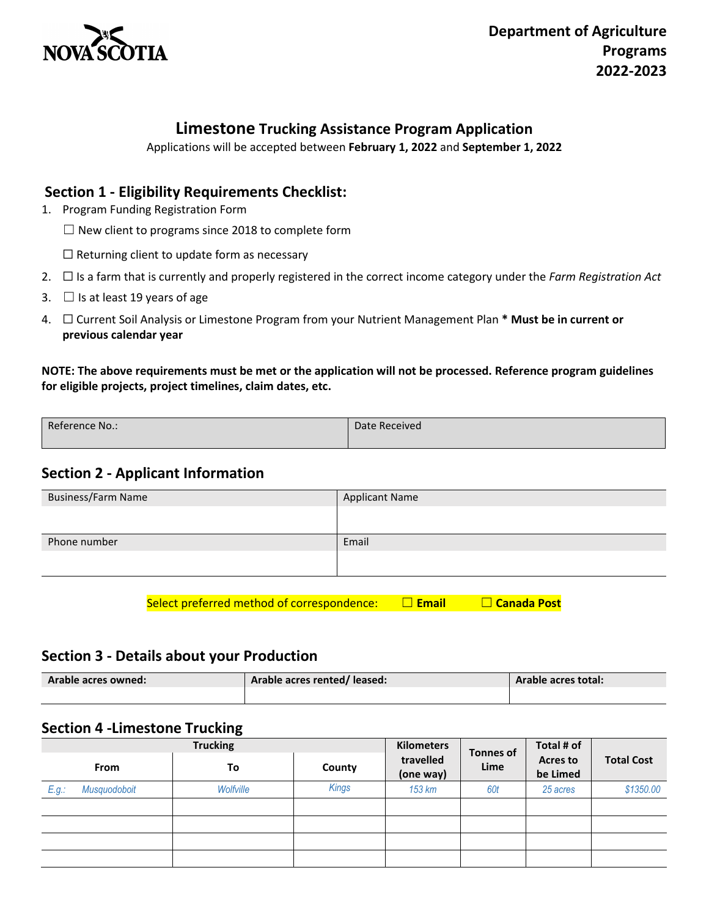**Department of Agriculture Programs 2022-2023**

# Limestone Trucking Assistance Program Application

Applications will be accepted between **February 1, 2022** and **September 1, 2022**

## Section 1 - Eligibility Requirements Checklist:

1. Program Funding Registration Form
   - ☐ New client to programs since 2018 to complete form
   - ☐ Returning client to update form as necessary
2. ☐ Is a farm that is currently and properly registered in the correct income category under the *Farm Registration Act*
3. ☐ Is at least 19 years of age
4. ☐ Current Soil Analysis or Limestone Program from your Nutrient Management Plan * **Must be in current or previous calendar year**

**NOTE: The above requirements must be met or the application will not be processed. Reference program guidelines for eligible projects, project timelines, claim dates, etc.**

| Reference No.: | Date Received |
|---|---|
| | |

## Section 2 - Applicant Information

| Business/Farm Name | Applicant Name |
|---|---|
| | |
| **Phone number** | **Email** |
| | |

Select preferred method of correspondence: ☐ **Email** ☐ **Canada Post**

## Section 3 - Details about your Production

| Arable acres owned: | Arable acres rented/ leased: | Arable acres total: |
|---|---|---|
| | | |

## Section 4 -Limestone Trucking

| Trucking | | | Kilometers travelled (one way) | Tonnes of Lime | Total # of Acres to be Limed | Total Cost |
|---|---|---|---|---|---|---|
| **From** | **To** | **County** | | | | |
| *E.g.: Musquodoboit* | *Wolfville* | *Kings* | *153 km* | *60t* | *25 acres* | *$1350.00* |
| | | | | | | |
| | | | | | | |
| | | | | | | |
| | | | | | | |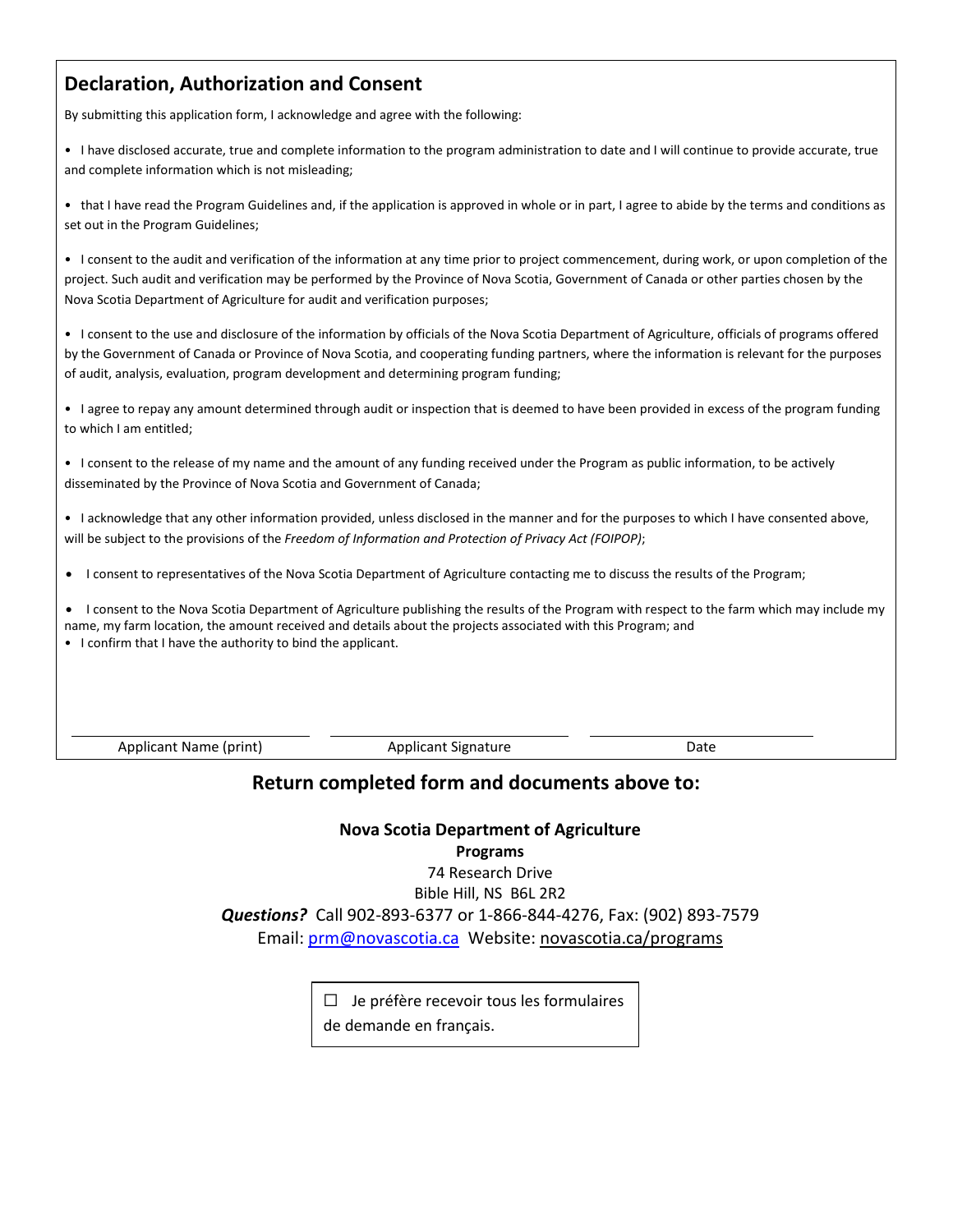## Declaration, Authorization and Consent

By submitting this application form, I acknowledge and agree with the following:

- I have disclosed accurate, true and complete information to the program administration to date and I will continue to provide accurate, true and complete information which is not misleading;
- that I have read the Program Guidelines and, if the application is approved in whole or in part, I agree to abide by the terms and conditions as set out in the Program Guidelines;
- I consent to the audit and verification of the information at any time prior to project commencement, during work, or upon completion of the project. Such audit and verification may be performed by the Province of Nova Scotia, Government of Canada or other parties chosen by the Nova Scotia Department of Agriculture for audit and verification purposes;
- I consent to the use and disclosure of the information by officials of the Nova Scotia Department of Agriculture, officials of programs offered by the Government of Canada or Province of Nova Scotia, and cooperating funding partners, where the information is relevant for the purposes of audit, analysis, evaluation, program development and determining program funding;
- I agree to repay any amount determined through audit or inspection that is deemed to have been provided in excess of the program funding to which I am entitled;
- I consent to the release of my name and the amount of any funding received under the Program as public information, to be actively disseminated by the Province of Nova Scotia and Government of Canada;
- I acknowledge that any other information provided, unless disclosed in the manner and for the purposes to which I have consented above, will be subject to the provisions of the *Freedom of Information and Protection of Privacy Act (FOIPOP)*;
- I consent to representatives of the Nova Scotia Department of Agriculture contacting me to discuss the results of the Program;
- I consent to the Nova Scotia Department of Agriculture publishing the results of the Program with respect to the farm which may include my name, my farm location, the amount received and details about the projects associated with this Program; and
- I confirm that I have the authority to bind the applicant.

| | | |
|---|---|---|
| Applicant Name (print) | Applicant Signature | Date |

## Return completed form and documents above to:

**Nova Scotia Department of Agriculture**
**Programs**
74 Research Drive
Bible Hill, NS B6L 2R2
***Questions?*** Call 902-893-6377 or 1-866-844-4276, Fax: (902) 893-7579
Email: prm@novascotia.ca Website: novascotia.ca/programs

☐ Je préfère recevoir tous les formulaires de demande en français.